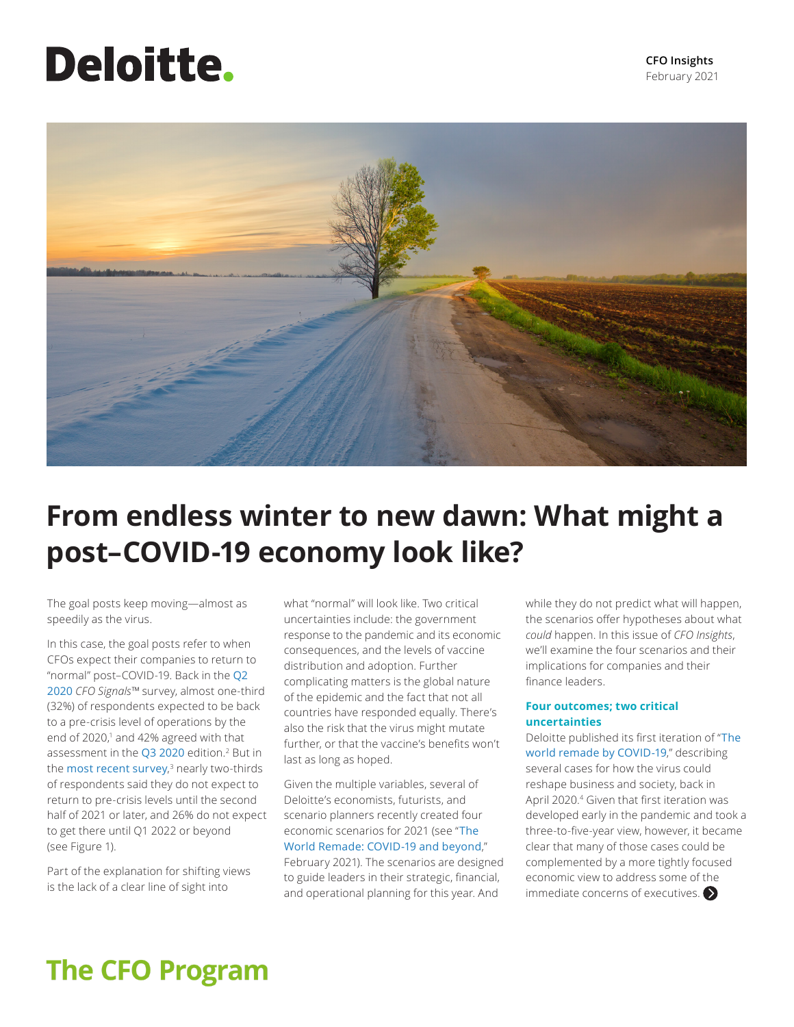# From endless winter to new dawn: What might a post–COVID-19 economy look like?

The goal posts keep moving—almost as speedily as the virus.

In this case, the goal posts refer to when CFOs expect their companies to return to "normal" post–COVID-19. Back in the Q2 2020 *CFO Signals*™ survey, almost one-third (32%) of respondents expected to be back to a pre-crisis level of operations by the end of 2020,[1] and 42% agreed with that assessment in the Q3 2020 edition.[2] But in the most recent survey,[3] nearly two-thirds of respondents said they do not expect to return to pre-crisis levels until the second half of 2021 or later, and 26% do not expect to get there until Q1 2022 or beyond (see Figure 1).

Part of the explanation for shifting views is the lack of a clear line of sight into what "normal" will look like. Two critical uncertainties include: the government response to the pandemic and its economic consequences, and the levels of vaccine distribution and adoption. Further complicating matters is the global nature of the epidemic and the fact that not all countries have responded equally. There's also the risk that the virus might mutate further, or that the vaccine's benefits won't last as long as hoped.

Given the multiple variables, several of Deloitte's economists, futurists, and scenario planners recently created four economic scenarios for 2021 (see "The World Remade: COVID-19 and beyond," February 2021). The scenarios are designed to guide leaders in their strategic, financial, and operational planning for this year. And while they do not predict what will happen, the scenarios offer hypotheses about what *could* happen. In this issue of *CFO Insights*, we'll examine the four scenarios and their implications for companies and their finance leaders.

### Four outcomes; two critical uncertainties

Deloitte published its first iteration of "The world remade by COVID-19," describing several cases for how the virus could reshape business and society, back in April 2020.[4] Given that first iteration was developed early in the pandemic and took a three-to-five-year view, however, it became clear that many of those cases could be complemented by a more tightly focused economic view to address some of the immediate concerns of executives.

## The CFO Program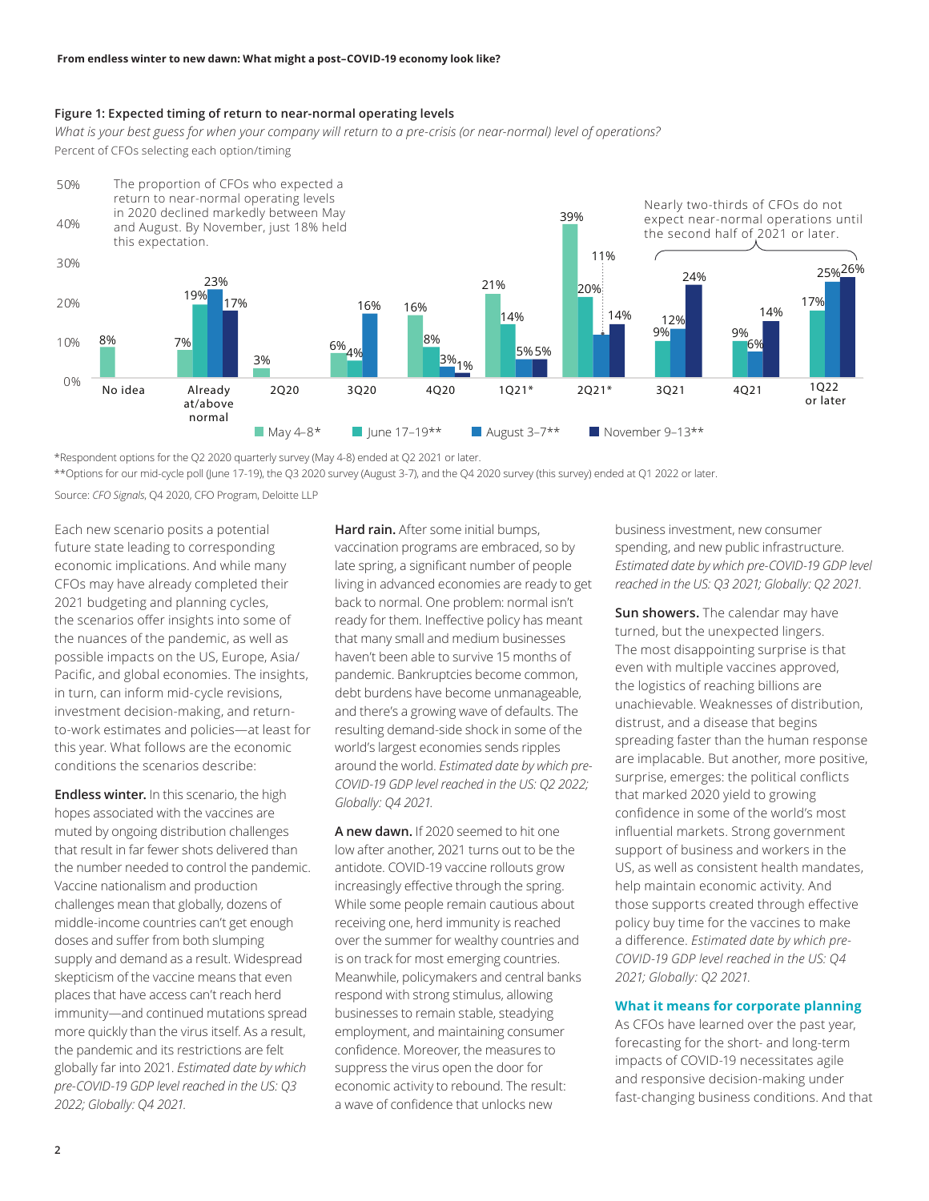**Figure 1: Expected timing of return to near-normal operating levels**

*What is your best guess for when your company will return to a pre-crisis (or near-normal) level of operations?*

Percent of CFOs selecting each option/timing

| Timing | May 4–8* | June 17–19** | August 3–7** | November 9–13** |
|---|---|---|---|---|
| No idea | 8% | | | |
| Already at/above normal | 7% | 19% | 23% | 17% |
| 2Q20 | 3% | | | |
| 3Q20 | 6% | 4% | 16% | |
| 4Q20 | 16% | 8% | 3% | 1% |
| 1Q21* | 21% | 14% | 5% | 5% |
| 2Q21* | 39% | 20% | 11% | 14% |
| 3Q21 | | 9% | 12% | 24% |
| 4Q21 | | 9% | 6% | 14% |
| 1Q22 or later | | 17% | 25% | 26% |

The proportion of CFOs who expected a return to near-normal operating levels in 2020 declined markedly between May and August. By November, just 18% held this expectation.

Nearly two-thirds of CFOs do not expect near-normal operations until the second half of 2021 or later.

*Respondent options for the Q2 2020 quarterly survey (May 4-8) ended at Q2 2021 or later.

**Options for our mid-cycle poll (June 17-19), the Q3 2020 survey (August 3-7), and the Q4 2020 survey (this survey) ended at Q1 2022 or later.

Source: *CFO Signals*, Q4 2020, CFO Program, Deloitte LLP

Each new scenario posits a potential future state leading to corresponding economic implications. And while many CFOs may have already completed their 2021 budgeting and planning cycles, the scenarios offer insights into some of the nuances of the pandemic, as well as possible impacts on the US, Europe, Asia/Pacific, and global economies. The insights, in turn, can inform mid-cycle revisions, investment decision-making, and return-to-work estimates and policies—at least for this year. What follows are the economic conditions the scenarios describe:

**Endless winter.** In this scenario, the high hopes associated with the vaccines are muted by ongoing distribution challenges that result in far fewer shots delivered than the number needed to control the pandemic. Vaccine nationalism and production challenges mean that globally, dozens of middle-income countries can't get enough doses and suffer from both slumping supply and demand as a result. Widespread skepticism of the vaccine means that even places that have access can't reach herd immunity—and continued mutations spread more quickly than the virus itself. As a result, the pandemic and its restrictions are felt globally far into 2021. *Estimated date by which pre-COVID-19 GDP level reached in the US: Q3 2022; Globally: Q4 2021.*

**Hard rain.** After some initial bumps, vaccination programs are embraced, so by late spring, a significant number of people living in advanced economies are ready to get back to normal. One problem: normal isn't ready for them. Ineffective policy has meant that many small and medium businesses haven't been able to survive 15 months of pandemic. Bankruptcies become common, debt burdens have become unmanageable, and there's a growing wave of defaults. The resulting demand-side shock in some of the world's largest economies sends ripples around the world. *Estimated date by which pre-COVID-19 GDP level reached in the US: Q2 2022; Globally: Q4 2021.*

**A new dawn.** If 2020 seemed to hit one low after another, 2021 turns out to be the antidote. COVID-19 vaccine rollouts grow increasingly effective through the spring. While some people remain cautious about receiving one, herd immunity is reached over the summer for wealthy countries and is on track for most emerging countries. Meanwhile, policymakers and central banks respond with strong stimulus, allowing businesses to remain stable, steadying employment, and maintaining consumer confidence. Moreover, the measures to suppress the virus open the door for economic activity to rebound. The result: a wave of confidence that unlocks new business investment, new consumer spending, and new public infrastructure. *Estimated date by which pre-COVID-19 GDP level reached in the US: Q3 2021; Globally: Q2 2021.*

**Sun showers.** The calendar may have turned, but the unexpected lingers. The most disappointing surprise is that even with multiple vaccines approved, the logistics of reaching billions are unachievable. Weaknesses of distribution, distrust, and a disease that begins spreading faster than the human response are implacable. But another, more positive, surprise, emerges: the political conflicts that marked 2020 yield to growing confidence in some of the world's most influential markets. Strong government support of business and workers in the US, as well as consistent health mandates, help maintain economic activity. And those supports created through effective policy buy time for the vaccines to make a difference. *Estimated date by which pre-COVID-19 GDP level reached in the US: Q4 2021; Globally: Q2 2021.*

## What it means for corporate planning

As CFOs have learned over the past year, forecasting for the short- and long-term impacts of COVID-19 necessitates agile and responsive decision-making under fast-changing business conditions. And that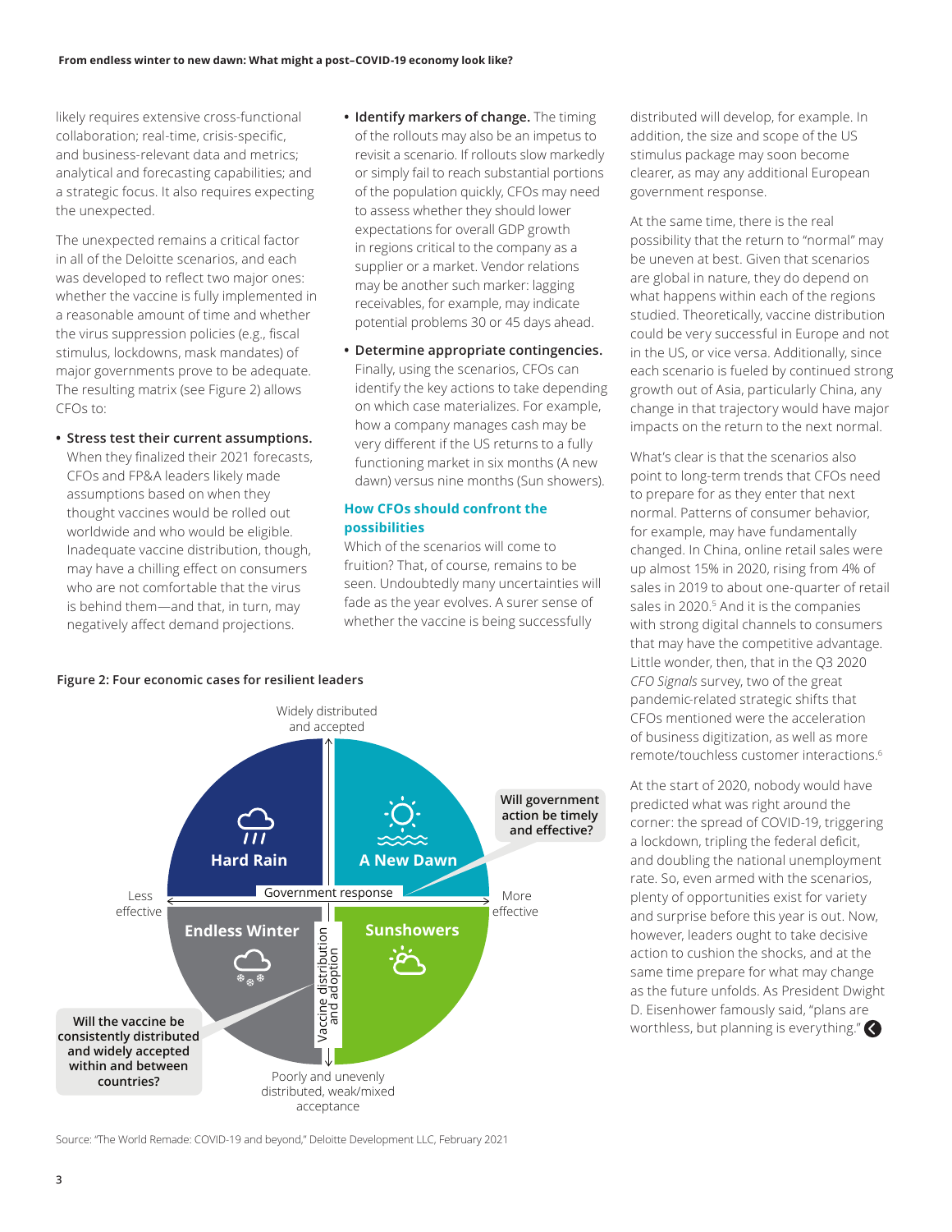likely requires extensive cross-functional collaboration; real-time, crisis-specific, and business-relevant data and metrics; analytical and forecasting capabilities; and a strategic focus. It also requires expecting the unexpected.

The unexpected remains a critical factor in all of the Deloitte scenarios, and each was developed to reflect two major ones: whether the vaccine is fully implemented in a reasonable amount of time and whether the virus suppression policies (e.g., fiscal stimulus, lockdowns, mask mandates) of major governments prove to be adequate. The resulting matrix (see Figure 2) allows CFOs to:

- **Stress test their current assumptions.** When they finalized their 2021 forecasts, CFOs and FP&A leaders likely made assumptions based on when they thought vaccines would be rolled out worldwide and who would be eligible. Inadequate vaccine distribution, though, may have a chilling effect on consumers who are not comfortable that the virus is behind them—and that, in turn, may negatively affect demand projections.
- **Identify markers of change.** The timing of the rollouts may also be an impetus to revisit a scenario. If rollouts slow markedly or simply fail to reach substantial portions of the population quickly, CFOs may need to assess whether they should lower expectations for overall GDP growth in regions critical to the company as a supplier or a market. Vendor relations may be another such marker: lagging receivables, for example, may indicate potential problems 30 or 45 days ahead.
- **Determine appropriate contingencies.** Finally, using the scenarios, CFOs can identify the key actions to take depending on which case materializes. For example, how a company manages cash may be very different if the US returns to a fully functioning market in six months (A new dawn) versus nine months (Sun showers).

## How CFOs should confront the possibilities

Which of the scenarios will come to fruition? That, of course, remains to be seen. Undoubtedly many uncertainties will fade as the year evolves. A surer sense of whether the vaccine is being successfully distributed will develop, for example. In addition, the size and scope of the US stimulus package may soon become clearer, as may any additional European government response.

At the same time, there is the real possibility that the return to "normal" may be uneven at best. Given that scenarios are global in nature, they do depend on what happens within each of the regions studied. Theoretically, vaccine distribution could be very successful in Europe and not in the US, or vice versa. Additionally, since each scenario is fueled by continued strong growth out of Asia, particularly China, any change in that trajectory would have major impacts on the return to the next normal.

What's clear is that the scenarios also point to long-term trends that CFOs need to prepare for as they enter that next normal. Patterns of consumer behavior, for example, may have fundamentally changed. In China, online retail sales were up almost 15% in 2020, rising from 4% of sales in 2019 to about one-quarter of retail sales in 2020.[5] And it is the companies with strong digital channels to consumers that may have the competitive advantage. Little wonder, then, that in the Q3 2020 *CFO Signals* survey, two of the great pandemic-related strategic shifts that CFOs mentioned were the acceleration of business digitization, as well as more remote/touchless customer interactions.[6]

At the start of 2020, nobody would have predicted what was right around the corner: the spread of COVID-19, triggering a lockdown, tripling the federal deficit, and doubling the national unemployment rate. So, even armed with the scenarios, plenty of opportunities exist for variety and surprise before this year is out. Now, however, leaders ought to take decisive action to cushion the shocks, and at the same time prepare for what may change as the future unfolds. As President Dwight D. Eisenhower famously said, "plans are worthless, but planning is everything."

**Figure 2: Four economic cases for resilient leaders**

| Vaccine distribution and adoption / Government response | Less effective | More effective |
|---|---|---|
| Widely distributed and accepted | Hard Rain | A New Dawn |
| Poorly and unevenly distributed, weak/mixed acceptance | Endless Winter | Sunshowers |

Will government action be timely and effective?

Will the vaccine be consistently distributed and widely accepted within and between countries?

Source: "The World Remade: COVID-19 and beyond," Deloitte Development LLC, February 2021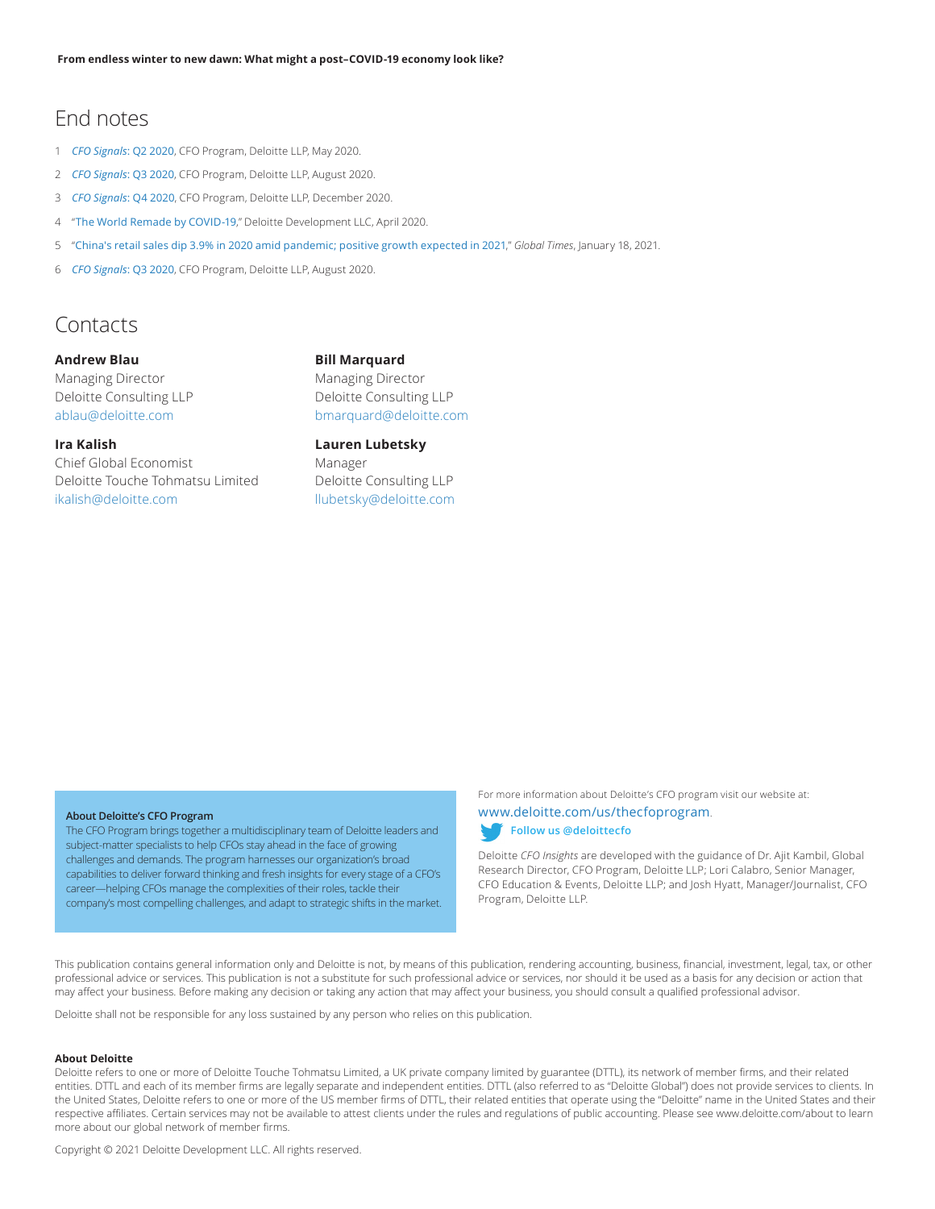## End notes

1. *CFO Signals*: Q2 2020, CFO Program, Deloitte LLP, May 2020.
2. *CFO Signals*: Q3 2020, CFO Program, Deloitte LLP, August 2020.
3. *CFO Signals*: Q4 2020, CFO Program, Deloitte LLP, December 2020.
4. "The World Remade by COVID-19," Deloitte Development LLC, April 2020.
5. "China's retail sales dip 3.9% in 2020 amid pandemic; positive growth expected in 2021," *Global Times*, January 18, 2021.
6. *CFO Signals*: Q3 2020, CFO Program, Deloitte LLP, August 2020.

## Contacts

**Andrew Blau**
Managing Director
Deloitte Consulting LLP
ablau@deloitte.com

**Ira Kalish**
Chief Global Economist
Deloitte Touche Tohmatsu Limited
ikalish@deloitte.com

**Bill Marquard**
Managing Director
Deloitte Consulting LLP
bmarquard@deloitte.com

**Lauren Lubetsky**
Manager
Deloitte Consulting LLP
llubetsky@deloitte.com

**About Deloitte's CFO Program**

The CFO Program brings together a multidisciplinary team of Deloitte leaders and subject-matter specialists to help CFOs stay ahead in the face of growing challenges and demands. The program harnesses our organization's broad capabilities to deliver forward thinking and fresh insights for every stage of a CFO's career—helping CFOs manage the complexities of their roles, tackle their company's most compelling challenges, and adapt to strategic shifts in the market.

For more information about Deloitte's CFO program visit our website at:
www.deloitte.com/us/thecfoprogram.

**Follow us @deloittecfo**

Deloitte *CFO Insights* are developed with the guidance of Dr. Ajit Kambil, Global Research Director, CFO Program, Deloitte LLP; Lori Calabro, Senior Manager, CFO Education & Events, Deloitte LLP; and Josh Hyatt, Manager/Journalist, CFO Program, Deloitte LLP.

This publication contains general information only and Deloitte is not, by means of this publication, rendering accounting, business, financial, investment, legal, tax, or other professional advice or services. This publication is not a substitute for such professional advice or services, nor should it be used as a basis for any decision or action that may affect your business. Before making any decision or taking any action that may affect your business, you should consult a qualified professional advisor.

Deloitte shall not be responsible for any loss sustained by any person who relies on this publication.

**About Deloitte**

Deloitte refers to one or more of Deloitte Touche Tohmatsu Limited, a UK private company limited by guarantee (DTTL), its network of member firms, and their related entities. DTTL and each of its member firms are legally separate and independent entities. DTTL (also referred to as "Deloitte Global") does not provide services to clients. In the United States, Deloitte refers to one or more of the US member firms of DTTL, their related entities that operate using the "Deloitte" name in the United States and their respective affiliates. Certain services may not be available to attest clients under the rules and regulations of public accounting. Please see www.deloitte.com/about to learn more about our global network of member firms.

Copyright © 2021 Deloitte Development LLC. All rights reserved.